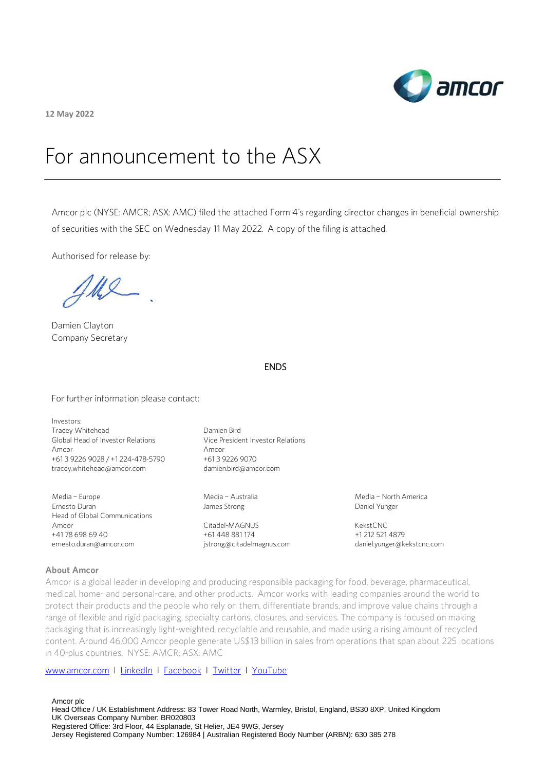12 May 2022

# For announcement to the ASX

Amcor plc (NYSE: AMCR; ASX: AMC) filed the attached Form 4's regarding director changes in beneficial ownership of securities with the SEC on Wednesday 11 May 2022. A copy of the filing is attached.

Authorised for release by:

Damien Clayton
Company Secretary

ENDS

For further information please contact:

Investors:
Tracey Whitehead
Global Head of Investor Relations
Amcor
+61 3 9226 9028 / +1 224-478-5790
tracey.whitehead@amcor.com

Damien Bird
Vice President Investor Relations
Amcor
+61 3 9226 9070
damien.bird@amcor.com

Media – Europe
Ernesto Duran
Head of Global Communications
Amcor
+41 78 698 69 40
ernesto.duran@amcor.com

Media – Australia
James Strong

Citadel-MAGNUS
+61 448 881 174
jstrong@citadelmagnus.com

Media – North America
Daniel Yunger

KekstCNC
+1 212 521 4879
daniel.yunger@kekstcnc.com

**About Amcor**

Amcor is a global leader in developing and producing responsible packaging for food, beverage, pharmaceutical, medical, home- and personal-care, and other products. Amcor works with leading companies around the world to protect their products and the people who rely on them, differentiate brands, and improve value chains through a range of flexible and rigid packaging, specialty cartons, closures, and services. The company is focused on making packaging that is increasingly light-weighted, recyclable and reusable, and made using a rising amount of recycled content. Around 46,000 Amcor people generate US$13 billion in sales from operations that span about 225 locations in 40-plus countries. NYSE: AMCR; ASX: AMC

www.amcor.com I LinkedIn I Facebook I Twitter I YouTube

Amcor plc
Head Office / UK Establishment Address: 83 Tower Road North, Warmley, Bristol, England, BS30 8XP, United Kingdom
UK Overseas Company Number: BR020803
Registered Office: 3rd Floor, 44 Esplanade, St Helier, JE4 9WG, Jersey
Jersey Registered Company Number: 126984 | Australian Registered Body Number (ARBN): 630 385 278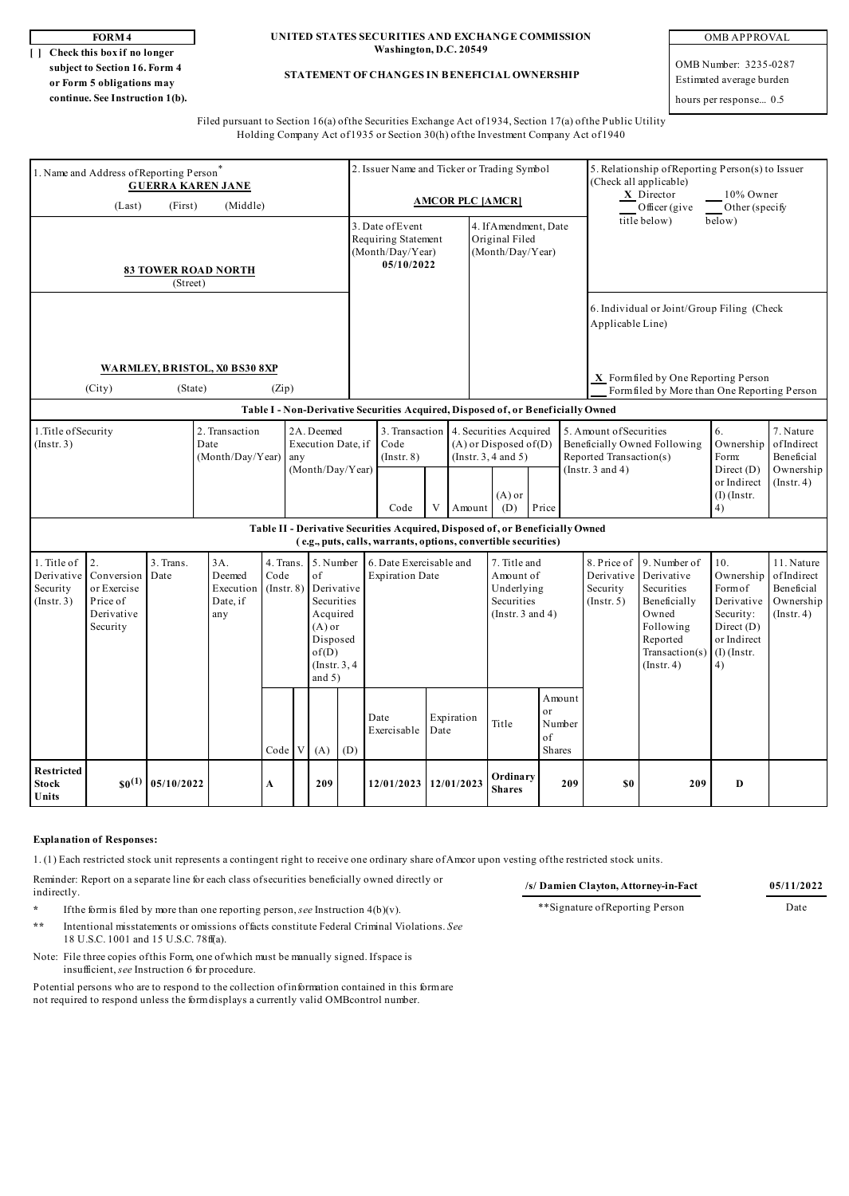**FORM 4**

**[ ] Check this box if no longer subject to Section 16. Form 4 or Form 5 obligations may continue. See Instruction 1(b).**

**UNITED STATES SECURITIES AND EXCHANGE COMMISSION**
**Washington, D.C. 20549**

**STATEMENT OF CHANGES IN BENEFICIAL OWNERSHIP**

| OMB APPROVAL |
|---|
| OMB Number: 3235-0287 |
| Estimated average burden |
| hours per response... 0.5 |

Filed pursuant to Section 16(a) of the Securities Exchange Act of 1934, Section 17(a) of the Public Utility Holding Company Act of 1935 or Section 30(h) of the Investment Company Act of 1940

| 1. Name and Address of Reporting Person* | 2. Issuer Name and Ticker or Trading Symbol | 5. Relationship of Reporting Person(s) to Issuer (Check all applicable) |
|---|---|---|
| **GUERRA KAREN JANE** (Last) (First) (Middle) | **AMCOR PLC [AMCR]** | X Director ___ 10% Owner ___ Officer (give title below) ___ Other (specify below) |
| **83 TOWER ROAD NORTH** (Street) | 3. Date of Event Requiring Statement (Month/Day/Year) **05/10/2022** | 4. If Amendment, Date Original Filed (Month/Day/Year) |
| **WARMLEY, BRISTOL, X0 BS30 8XP** (City) (State) (Zip) | | 6. Individual or Joint/Group Filing (Check Applicable Line) X Form filed by One Reporting Person ___ Form filed by More than One Reporting Person |

**Table I - Non-Derivative Securities Acquired, Disposed of, or Beneficially Owned**

| 1. Title of Security (Instr. 3) | 2. Transaction Date (Month/Day/Year) | 2A. Deemed Execution Date, if any (Month/Day/Year) | 3. Transaction Code (Instr. 8) | | 4. Securities Acquired (A) or Disposed of (D) (Instr. 3, 4 and 5) | | | 5. Amount of Securities Beneficially Owned Following Reported Transaction(s) (Instr. 3 and 4) | 6. Ownership Form: Direct (D) or Indirect (I) (Instr. 4) | 7. Nature of Indirect Beneficial Ownership (Instr. 4) |
|---|---|---|---|---|---|---|---|---|---|---|
| | | | Code | V | Amount | (A) or (D) | Price | | | |

**Table II - Derivative Securities Acquired, Disposed of, or Beneficially Owned**
**(e.g., puts, calls, warrants, options, convertible securities)**

| 1. Title of Derivative Security (Instr. 3) | 2. Conversion or Exercise Price of Derivative Security | 3. Trans. Date | 3A. Deemed Execution Date, if any | 4. Trans. Code (Instr. 8) | | 5. Number of Derivative Securities Acquired (A) or Disposed of (D) (Instr. 3, 4 and 5) | | 6. Date Exercisable and Expiration Date | | 7. Title and Amount of Underlying Securities (Instr. 3 and 4) | | 8. Price of Derivative Security (Instr. 5) | 9. Number of Derivative Securities Beneficially Owned Following Reported Transaction(s) (Instr. 4) | 10. Ownership Form of Derivative Security: Direct (D) or Indirect (I) (Instr. 4) | 11. Nature of Indirect Beneficial Ownership (Instr. 4) |
|---|---|---|---|---|---|---|---|---|---|---|---|---|---|---|---|
| | | | | Code | V | (A) | (D) | Date Exercisable | Expiration Date | Title | Amount or Number of Shares | | | | |
| **Restricted Stock Units** | **$0(1)** | **05/10/2022** | | **A** | | **209** | | **12/01/2023** | **12/01/2023** | **Ordinary Shares** | **209** | **$0** | **209** | **D** | |

**Explanation of Responses:**

1. (1) Each restricted stock unit represents a contingent right to receive one ordinary share of Amcor upon vesting of the restricted stock units.

Reminder: Report on a separate line for each class of securities beneficially owned directly or indirectly.

| **/s/ Damien Clayton, Attorney-in-Fact** | **05/11/2022** |
|---|---|
| **Signature of Reporting Person | Date |

\* If the form is filed by more than one reporting person, *see* Instruction 4(b)(v).

\*\* Intentional misstatements or omissions of facts constitute Federal Criminal Violations. *See* 18 U.S.C. 1001 and 15 U.S.C. 78ff(a).

Note: File three copies of this Form, one of which must be manually signed. If space is insufficient, *see* Instruction 6 for procedure.

Potential persons who are to respond to the collection of information contained in this form are not required to respond unless the form displays a currently valid OMB control number.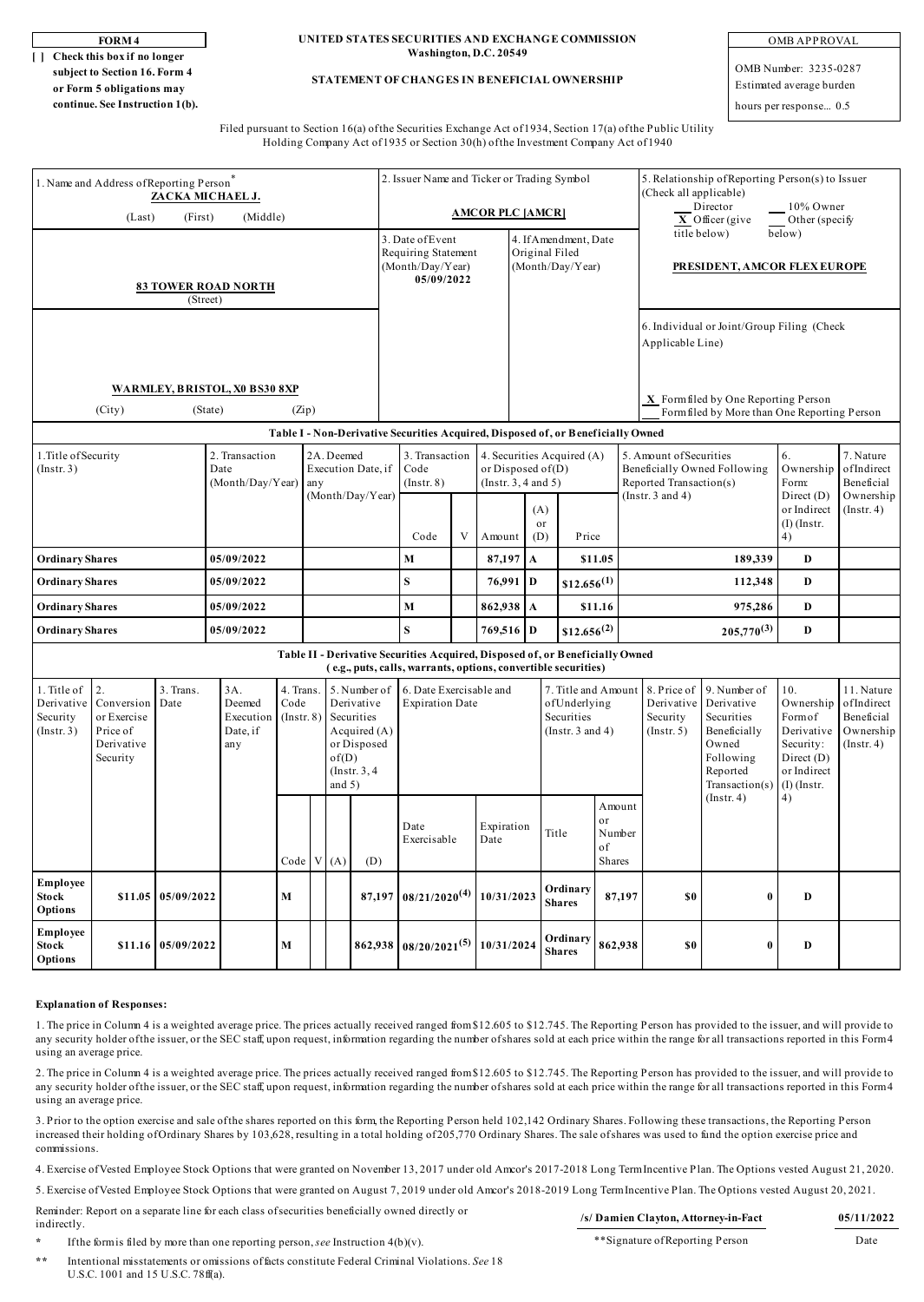**FORM 4**

[ ] Check this box if no longer subject to Section 16. Form 4 or Form 5 obligations may continue. See Instruction 1(b).

**UNITED STATES SECURITIES AND EXCHANGE COMMISSION**
**Washington, D.C. 20549**

**STATEMENT OF CHANGES IN BENEFICIAL OWNERSHIP**

OMB APPROVAL
OMB Number: 3235-0287
Estimated average burden
hours per response... 0.5

Filed pursuant to Section 16(a) of the Securities Exchange Act of 1934, Section 17(a) of the Public Utility Holding Company Act of 1935 or Section 30(h) of the Investment Company Act of 1940

| 1. Name and Address of Reporting Person* | 2. Issuer Name and Ticker or Trading Symbol | 5. Relationship of Reporting Person(s) to Issuer (Check all applicable) |
|---|---|---|
| ZACKA MICHAEL J. (Last) (First) (Middle) | AMCOR PLC [AMCR] | ___ Director ___ 10% Owner _X_ Officer (give title below) ___ Other (specify below) |
| 83 TOWER ROAD NORTH (Street) | 3. Date of Event Requiring Statement (Month/Day/Year) 05/09/2022 / 4. If Amendment, Date Original Filed (Month/Day/Year) | PRESIDENT, AMCOR FLEX EUROPE |
| WARMLEY, BRISTOL, X0 BS30 8XP (City) (State) (Zip) | | 6. Individual or Joint/Group Filing (Check Applicable Line) _X_ Form filed by One Reporting Person ___ Form filed by More than One Reporting Person |

**Table I - Non-Derivative Securities Acquired, Disposed of, or Beneficially Owned**

| 1. Title of Security (Instr. 3) | 2. Transaction Date (Month/Day/Year) | 2A. Deemed Execution Date, if any (Month/Day/Year) | 3. Transaction Code (Instr. 8) | | 4. Securities Acquired (A) or Disposed of (D) (Instr. 3, 4 and 5) | | | 5. Amount of Securities Beneficially Owned Following Reported Transaction(s) (Instr. 3 and 4) | 6. Ownership Form: Direct (D) or Indirect (I) (Instr. 4) | 7. Nature of Indirect Beneficial Ownership (Instr. 4) |
|---|---|---|---|---|---|---|---|---|---|---|
| | | | Code | V | Amount | (A) or (D) | Price | | | |
| Ordinary Shares | 05/09/2022 | | M | | 87,197 | A | $11.05 | 189,339 | D | |
| Ordinary Shares | 05/09/2022 | | S | | 76,991 | D | $12.656(1) | 112,348 | D | |
| Ordinary Shares | 05/09/2022 | | M | | 862,938 | A | $11.16 | 975,286 | D | |
| Ordinary Shares | 05/09/2022 | | S | | 769,516 | D | $12.656(2) | 205,770(3) | D | |

**Table II - Derivative Securities Acquired, Disposed of, or Beneficially Owned (e.g., puts, calls, warrants, options, convertible securities)**

| 1. Title of Derivative Security (Instr. 3) | 2. Conversion or Exercise Price of Derivative Security | 3. Trans. Date | 3A. Deemed Execution Date, if any | 4. Trans. Code (Instr. 8) | | 5. Number of Derivative Securities Acquired (A) or Disposed of (D) (Instr. 3, 4 and 5) | | 6. Date Exercisable and Expiration Date | | 7. Title and Amount of Underlying Securities (Instr. 3 and 4) | | 8. Price of Derivative Security (Instr. 5) | 9. Number of Derivative Securities Beneficially Owned Following Reported Transaction(s) (Instr. 4) | 10. Ownership Form of Derivative Security: Direct (D) or Indirect (I) (Instr. 4) | 11. Nature of Indirect Beneficial Ownership (Instr. 4) |
|---|---|---|---|---|---|---|---|---|---|---|---|---|---|---|---|
| | | | | Code | V | (A) | (D) | Date Exercisable | Expiration Date | Title | Amount or Number of Shares | | | | |
| Employee Stock Options | $11.05 | 05/09/2022 | | M | | | 87,197 | 08/21/2020(4) | 10/31/2023 | Ordinary Shares | 87,197 | $0 | 0 | D | |
| Employee Stock Options | $11.16 | 05/09/2022 | | M | | | 862,938 | 08/20/2021(5) | 10/31/2024 | Ordinary Shares | 862,938 | $0 | 0 | D | |

**Explanation of Responses:**

1. The price in Column 4 is a weighted average price. The prices actually received ranged from $12.605 to $12.745. The Reporting Person has provided to the issuer, and will provide to any security holder of the issuer, or the SEC staff, upon request, information regarding the number of shares sold at each price within the range for all transactions reported in this Form 4 using an average price.

2. The price in Column 4 is a weighted average price. The prices actually received ranged from $12.605 to $12.745. The Reporting Person has provided to the issuer, and will provide to any security holder of the issuer, or the SEC staff, upon request, information regarding the number of shares sold at each price within the range for all transactions reported in this Form 4 using an average price.

3. Prior to the option exercise and sale of the shares reported on this form, the Reporting Person held 102,142 Ordinary Shares. Following these transactions, the Reporting Person increased their holding of Ordinary Shares by 103,628, resulting in a total holding of 205,770 Ordinary Shares. The sale of shares was used to fund the option exercise price and commissions.

4. Exercise of Vested Employee Stock Options that were granted on November 13, 2017 under old Amcor's 2017-2018 Long Term Incentive Plan. The Options vested August 21, 2020.

5. Exercise of Vested Employee Stock Options that were granted on August 7, 2019 under old Amcor's 2018-2019 Long Term Incentive Plan. The Options vested August 20, 2021.

Reminder: Report on a separate line for each class of securities beneficially owned directly or indirectly.

| /s/ Damien Clayton, Attorney-in-Fact | 05/11/2022 |
|---|---|
| **Signature of Reporting Person | Date |

\* If the form is filed by more than one reporting person, *see* Instruction 4(b)(v).

\*\* Intentional misstatements or omissions of facts constitute Federal Criminal Violations. *See* 18 U.S.C. 1001 and 15 U.S.C. 78ff(a).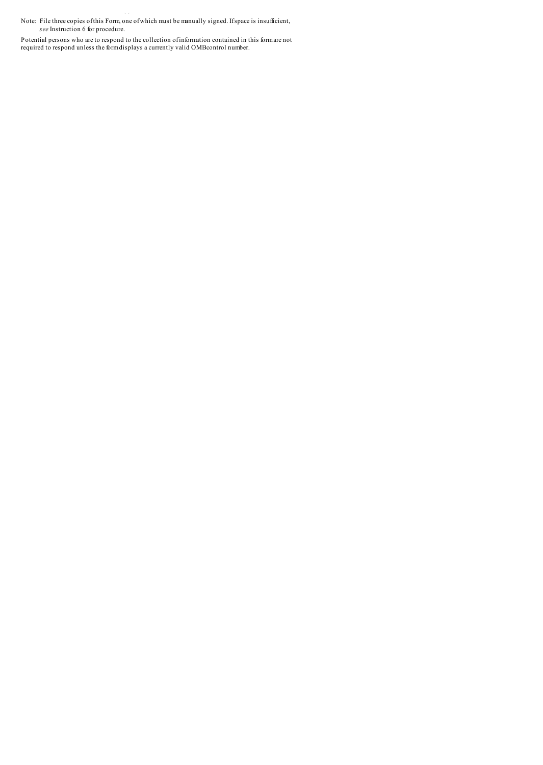Note: File three copies of this Form, one of which must be manually signed. If space is insufficient, *see* Instruction 6 for procedure.

Potential persons who are to respond to the collection of information contained in this form are not required to respond unless the form displays a currently valid OMB control number.